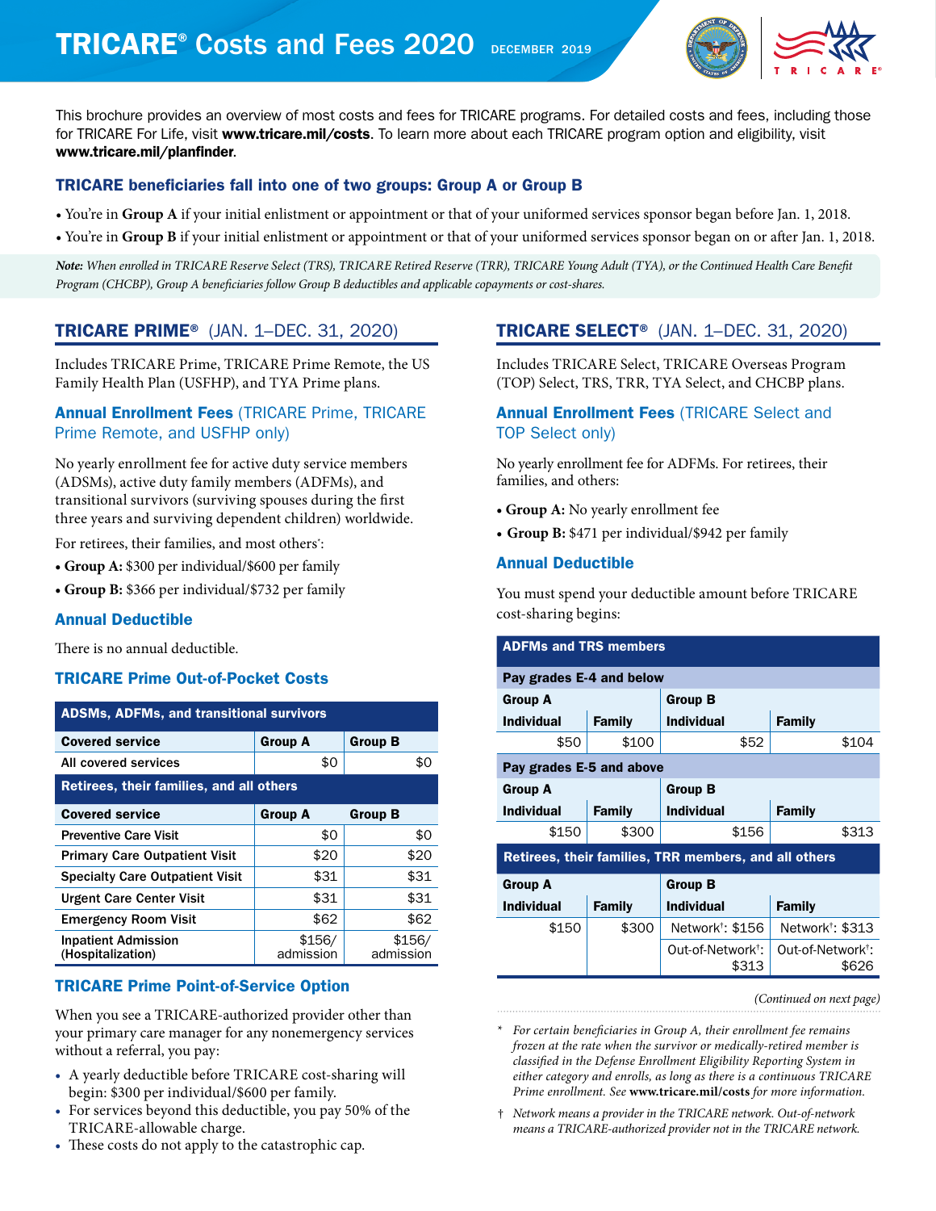# TRICARE® Costs and Fees 2020

DECEMBER 2019

This brochure provides an overview of most costs and fees for TRICARE programs. For detailed costs and fees, including those for TRICARE For Life, visit **www.tricare.mil/costs**. To learn more about each TRICARE program option and eligibility, visit **www.tricare.mil/planfinder**.

### TRICARE beneficiaries fall into one of two groups: Group A or Group B

- You're in **Group A** if your initial enlistment or appointment or that of your uniformed services sponsor began before Jan. 1, 2018.
- You're in **Group B** if your initial enlistment or appointment or that of your uniformed services sponsor began on or after Jan. 1, 2018.

***Note:*** *When enrolled in TRICARE Reserve Select (TRS), TRICARE Retired Reserve (TRR), TRICARE Young Adult (TYA), or the Continued Health Care Benefit Program (CHCBP), Group A beneficiaries follow Group B deductibles and applicable copayments or cost-shares.*

## TRICARE PRIME® (JAN. 1–DEC. 31, 2020)

Includes TRICARE Prime, TRICARE Prime Remote, the US Family Health Plan (USFHP), and TYA Prime plans.

### Annual Enrollment Fees (TRICARE Prime, TRICARE Prime Remote, and USFHP only)

No yearly enrollment fee for active duty service members (ADSMs), active duty family members (ADFMs), and transitional survivors (surviving spouses during the first three years and surviving dependent children) worldwide.

For retirees, their families, and most others*:

- **Group A:** $300 per individual/$600 per family
- **Group B:** $366 per individual/$732 per family

### Annual Deductible

There is no annual deductible.

### TRICARE Prime Out-of-Pocket Costs

| ADSMs, ADFMs, and transitional survivors | | |
|---|---|---|
| **Covered service** | **Group A** | **Group B** |
| All covered services | $0 | $0 |
| **Retirees, their families, and all others** | | |
| **Covered service** | **Group A** | **Group B** |
| Preventive Care Visit | $0 | $0 |
| Primary Care Outpatient Visit | $20 | $20 |
| Specialty Care Outpatient Visit | $31 | $31 |
| Urgent Care Center Visit | $31 | $31 |
| Emergency Room Visit | $62 | $62 |
| Inpatient Admission (Hospitalization) | $156/ admission | $156/ admission |

### TRICARE Prime Point-of-Service Option

When you see a TRICARE-authorized provider other than your primary care manager for any nonemergency services without a referral, you pay:

- A yearly deductible before TRICARE cost-sharing will begin: $300 per individual/$600 per family.
- For services beyond this deductible, you pay 50% of the TRICARE-allowable charge.
- These costs do not apply to the catastrophic cap.

## TRICARE SELECT® (JAN. 1–DEC. 31, 2020)

Includes TRICARE Select, TRICARE Overseas Program (TOP) Select, TRS, TRR, TYA Select, and CHCBP plans.

### Annual Enrollment Fees (TRICARE Select and TOP Select only)

No yearly enrollment fee for ADFMs. For retirees, their families, and others:

- **Group A:** No yearly enrollment fee
- **Group B:** $471 per individual/$942 per family

### Annual Deductible

You must spend your deductible amount before TRICARE cost-sharing begins:

| ADFMs and TRS members | | | |
|---|---|---|---|
| **Pay grades E-4 and below** | | | |
| **Group A** | | **Group B** | |
| **Individual** | **Family** | **Individual** | **Family** |
| $50 | $100 | $52 | $104 |
| **Pay grades E-5 and above** | | | |
| **Group A** | | **Group B** | |
| **Individual** | **Family** | **Individual** | **Family** |
| $150 | $300 | $156 | $313 |
| **Retirees, their families, TRR members, and all others** | | | |
| **Group A** | | **Group B** | |
| **Individual** | **Family** | **Individual** | **Family** |
| $150 | $300 | Network†: $156 | Network†: $313 |
| | | Out-of-Network†: $313 | Out-of-Network†: $626 |

*(Continued on next page)*

\* *For certain beneficiaries in Group A, their enrollment fee remains frozen at the rate when the survivor or medically-retired member is classified in the Defense Enrollment Eligibility Reporting System in either category and enrolls, as long as there is a continuous TRICARE Prime enrollment. See* ***www.tricare.mil/costs*** *for more information.*

† *Network means a provider in the TRICARE network. Out-of-network means a TRICARE-authorized provider not in the TRICARE network.*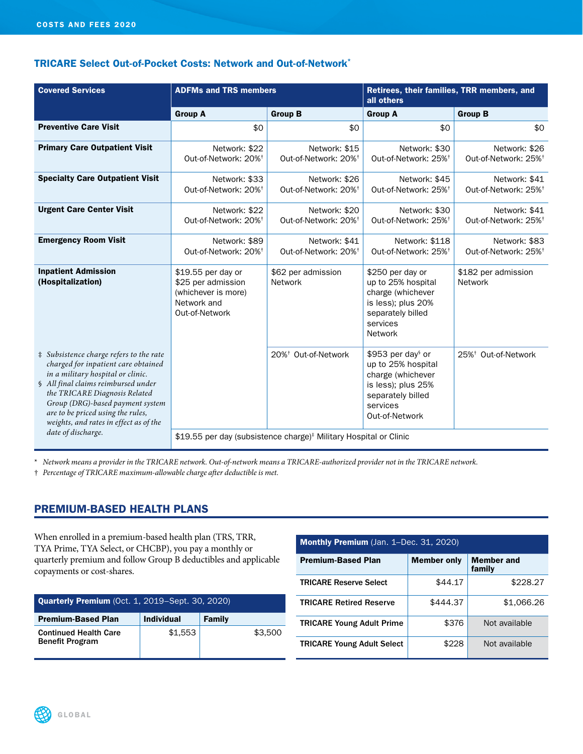### TRICARE Select Out-of-Pocket Costs: Network and Out-of-Network*

| Covered Services | ADFMs and TRS members | | Retirees, their families, TRR members, and all others | |
|---|---|---|---|---|
| | Group A | Group B | Group A | Group B |
| Preventive Care Visit | $0 | $0 | $0 | $0 |
| Primary Care Outpatient Visit | Network: $22<br>Out-of-Network: 20%† | Network: $15<br>Out-of-Network: 20%† | Network: $30<br>Out-of-Network: 25%† | Network: $26<br>Out-of-Network: 25%† |
| Specialty Care Outpatient Visit | Network: $33<br>Out-of-Network: 20%† | Network: $26<br>Out-of-Network: 20%† | Network: $45<br>Out-of-Network: 25%† | Network: $41<br>Out-of-Network: 25%† |
| Urgent Care Center Visit | Network: $22<br>Out-of-Network: 20%† | Network: $20<br>Out-of-Network: 20%† | Network: $30<br>Out-of-Network: 25%† | Network: $41<br>Out-of-Network: 25%† |
| Emergency Room Visit | Network: $89<br>Out-of-Network: 20%† | Network: $41<br>Out-of-Network: 20%† | Network: $118<br>Out-of-Network: 25%† | Network: $83<br>Out-of-Network: 25%† |
| Inpatient Admission (Hospitalization) | $19.55 per day or $25 per admission (whichever is more) Network and Out-of-Network | $62 per admission Network | $250 per day or up to 25% hospital charge (whichever is less); plus 20% separately billed services Network | $182 per admission Network |
| | | 20%† Out-of-Network | $953 per day§ or up to 25% hospital charge (whichever is less); plus 25% separately billed services Out-of-Network | 25%† Out-of-Network |
| | $19.55 per day (subsistence charge)‡ Military Hospital or Clinic | | | |

‡ *Subsistence charge refers to the rate charged for inpatient care obtained in a military hospital or clinic.*

§ *All final claims reimbursed under the TRICARE Diagnosis Related Group (DRG)-based payment system are to be priced using the rules, weights, and rates in effect as of the date of discharge.*

\* *Network means a provider in the TRICARE network. Out-of-network means a TRICARE-authorized provider not in the TRICARE network.*

† *Percentage of TRICARE maximum-allowable charge after deductible is met.*

## PREMIUM-BASED HEALTH PLANS

When enrolled in a premium-based health plan (TRS, TRR, TYA Prime, TYA Select, or CHCBP), you pay a monthly or quarterly premium and follow Group B deductibles and applicable copayments or cost-shares.

**Quarterly Premium** (Oct. 1, 2019–Sept. 30, 2020)

| Premium-Based Plan | Individual | Family |
|---|---|---|
| Continued Health Care Benefit Program | $1,553 | $3,500 |

**Monthly Premium** (Jan. 1–Dec. 31, 2020)

| Premium-Based Plan | Member only | Member and family |
|---|---|---|
| TRICARE Reserve Select | $44.17 | $228.27 |
| TRICARE Retired Reserve | $444.37 | $1,066.26 |
| TRICARE Young Adult Prime | $376 | Not available |
| TRICARE Young Adult Select | $228 | Not available |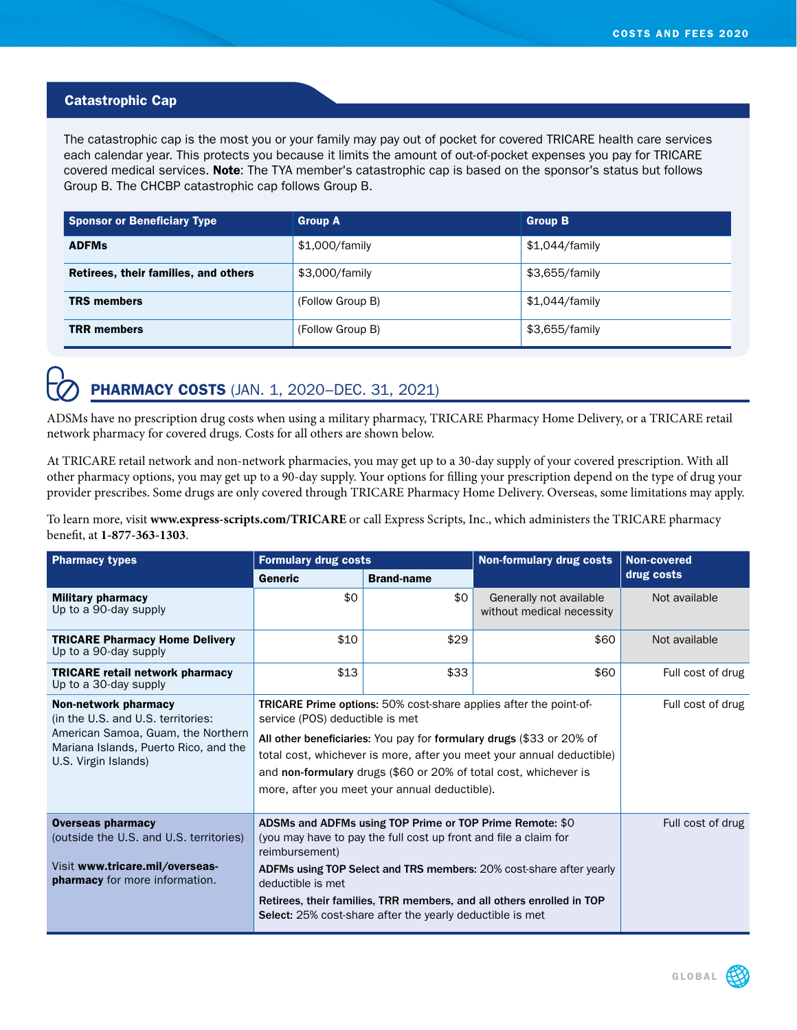## Catastrophic Cap

The catastrophic cap is the most you or your family may pay out of pocket for covered TRICARE health care services each calendar year. This protects you because it limits the amount of out-of-pocket expenses you pay for TRICARE covered medical services. **Note**: The TYA member's catastrophic cap is based on the sponsor's status but follows Group B. The CHCBP catastrophic cap follows Group B.

| Sponsor or Beneficiary Type | Group A | Group B |
|---|---|---|
| **ADFMs** | $1,000/family | $1,044/family |
| **Retirees, their families, and others** | $3,000/family | $3,655/family |
| **TRS members** | (Follow Group B) | $1,044/family |
| **TRR members** | (Follow Group B) | $3,655/family |

## PHARMACY COSTS (JAN. 1, 2020–DEC. 31, 2021)

ADSMs have no prescription drug costs when using a military pharmacy, TRICARE Pharmacy Home Delivery, or a TRICARE retail network pharmacy for covered drugs. Costs for all others are shown below.

At TRICARE retail network and non-network pharmacies, you may get up to a 30-day supply of your covered prescription. With all other pharmacy options, you may get up to a 90-day supply. Your options for filling your prescription depend on the type of drug your provider prescribes. Some drugs are only covered through TRICARE Pharmacy Home Delivery. Overseas, some limitations may apply.

To learn more, visit **www.express-scripts.com/TRICARE** or call Express Scripts, Inc., which administers the TRICARE pharmacy benefit, at **1-877-363-1303**.

| Pharmacy types | Formulary drug costs | | Non-formulary drug costs | Non-covered drug costs |
|---|---|---|---|---|
| | **Generic** | **Brand-name** | | |
| **Military pharmacy** Up to a 90-day supply | $0 | $0 | Generally not available without medical necessity | Not available |
| **TRICARE Pharmacy Home Delivery** Up to a 90-day supply | $10 | $29 | $60 | Not available |
| **TRICARE retail network pharmacy** Up to a 30-day supply | $13 | $33 | $60 | Full cost of drug |
| **Non-network pharmacy** (in the U.S. and U.S. territories: American Samoa, Guam, the Northern Mariana Islands, Puerto Rico, and the U.S. Virgin Islands) | **TRICARE Prime options:** 50% cost-share applies after the point-of-service (POS) deductible is met<br>**All other beneficiaries:** You pay for **formulary drugs** ($33 or 20% of total cost, whichever is more, after you meet your annual deductible) and **non-formulary** drugs ($60 or 20% of total cost, whichever is more, after you meet your annual deductible). | | | Full cost of drug |
| **Overseas pharmacy** (outside the U.S. and U.S. territories)<br>Visit **www.tricare.mil/overseas-pharmacy** for more information. | **ADSMs and ADFMs using TOP Prime or TOP Prime Remote:** $0 (you may have to pay the full cost up front and file a claim for reimbursement)<br>**ADFMs using TOP Select and TRS members:** 20% cost-share after yearly deductible is met<br>**Retirees, their families, TRR members, and all others enrolled in TOP Select:** 25% cost-share after the yearly deductible is met | | | Full cost of drug |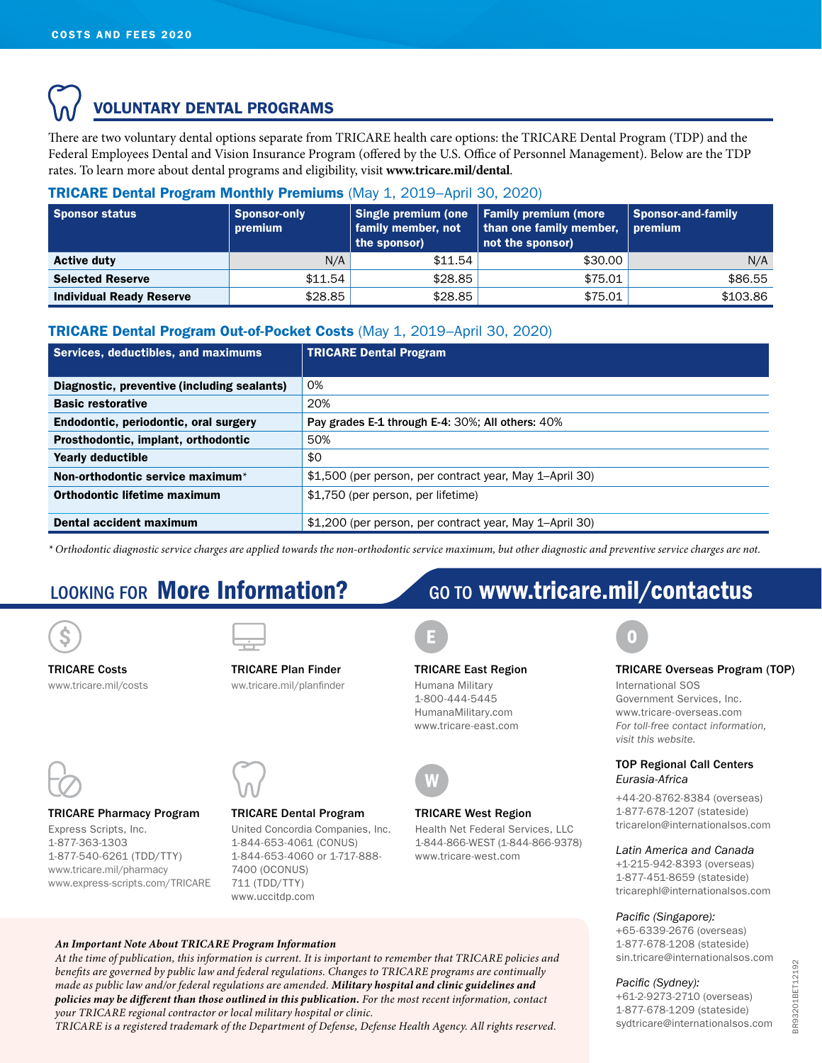## VOLUNTARY DENTAL PROGRAMS

There are two voluntary dental options separate from TRICARE health care options: the TRICARE Dental Program (TDP) and the Federal Employees Dental and Vision Insurance Program (offered by the U.S. Office of Personnel Management). Below are the TDP rates. To learn more about dental programs and eligibility, visit **www.tricare.mil/dental**.

### TRICARE Dental Program Monthly Premiums (May 1, 2019–April 30, 2020)

| Sponsor status | Sponsor-only premium | Single premium (one family member, not the sponsor) | Family premium (more than one family member, not the sponsor) | Sponsor-and-family premium |
|---|---|---|---|---|
| **Active duty** | N/A | $11.54 | $30.00 | N/A |
| **Selected Reserve** | $11.54 | $28.85 | $75.01 | $86.55 |
| **Individual Ready Reserve** | $28.85 | $28.85 | $75.01 | $103.86 |

### TRICARE Dental Program Out-of-Pocket Costs (May 1, 2019–April 30, 2020)

| Services, deductibles, and maximums | TRICARE Dental Program |
|---|---|
| **Diagnostic, preventive (including sealants)** | 0% |
| **Basic restorative** | 20% |
| **Endodontic, periodontic, oral surgery** | Pay grades E-1 through E-4: 30%; All others: 40% |
| **Prosthodontic, implant, orthodontic** | 50% |
| **Yearly deductible** | $0 |
| **Non-orthodontic service maximum*** | $1,500 (per person, per contract year, May 1–April 30) |
| **Orthodontic lifetime maximum** | $1,750 (per person, per lifetime) |
| **Dental accident maximum** | $1,200 (per person, per contract year, May 1–April 30) |

*\* Orthodontic diagnostic service charges are applied towards the non-orthodontic service maximum, but other diagnostic and preventive service charges are not.*

## LOOKING FOR More Information? GO TO www.tricare.mil/contactus

**TRICARE Costs**
www.tricare.mil/costs

**TRICARE Plan Finder**
ww.tricare.mil/planfinder

**TRICARE East Region**
Humana Military
1-800-444-5445
HumanaMilitary.com
www.tricare-east.com

**TRICARE Overseas Program (TOP)**
International SOS
Government Services, Inc.
www.tricare-overseas.com
*For toll-free contact information, visit this website.*

**TRICARE Pharmacy Program**
Express Scripts, Inc.
1-877-363-1303
1-877-540-6261 (TDD/TTY)
www.tricare.mil/pharmacy
www.express-scripts.com/TRICARE

**TRICARE Dental Program**
United Concordia Companies, Inc.
1-844-653-4061 (CONUS)
1-844-653-4060 or 1-717-888-7400 (OCONUS)
711 (TDD/TTY)
www.uccitdp.com

**TRICARE West Region**
Health Net Federal Services, LLC
1-844-866-WEST (1-844-866-9378)
www.tricare-west.com

**TOP Regional Call Centers**

*Eurasia-Africa*
+44-20-8762-8384 (overseas)
1-877-678-1207 (stateside)
tricarelon@internationalsos.com

*Latin America and Canada*
+1-215-942-8393 (overseas)
1-877-451-8659 (stateside)
tricarephl@internationalsos.com

*Pacific (Singapore):*
+65-6339-2676 (overseas)
1-877-678-1208 (stateside)
sin.tricare@internationalsos.com

*Pacific (Sydney):*
+61-2-9273-2710 (overseas)
1-877-678-1209 (stateside)
sydtricare@internationalsos.com

***An Important Note About TRICARE Program Information***

*At the time of publication, this information is current. It is important to remember that TRICARE policies and benefits are governed by public law and federal regulations. Changes to TRICARE programs are continually made as public law and/or federal regulations are amended.* ***Military hospital and clinic guidelines and policies may be different than those outlined in this publication.*** *For the most recent information, contact your TRICARE regional contractor or local military hospital or clinic.*

*TRICARE is a registered trademark of the Department of Defense, Defense Health Agency. All rights reserved.*

BR93201BET12192